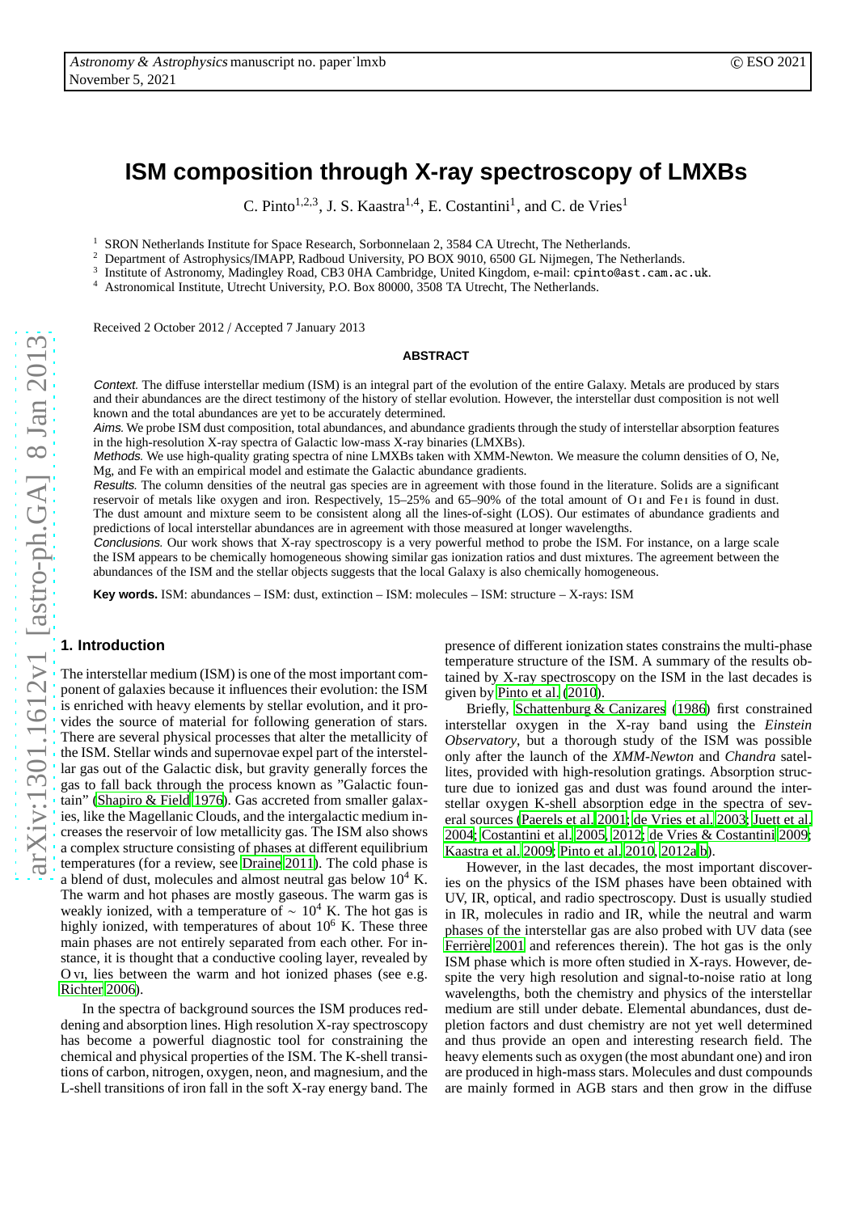# ISM composition through X-ray spectroscopy of LMXBs

C. Pinto[1,2,3], J. S. Kaastra[1,4], E. Costantini[1], and C. de Vries[1]

[1] SRON Netherlands Institute for Space Research, Sorbonnelaan 2, 3584 CA Utrecht, The Netherlands.
[2] Department of Astrophysics/IMAPP, Radboud University, PO BOX 9010, 6500 GL Nijmegen, The Netherlands.
[3] Institute of Astronomy, Madingley Road, CB3 0HA Cambridge, United Kingdom, e-mail: cpinto@ast.cam.ac.uk.
[4] Astronomical Institute, Utrecht University, P.O. Box 80000, 3508 TA Utrecht, The Netherlands.

Received 2 October 2012 / Accepted 7 January 2013

## ABSTRACT

*Context.* The diffuse interstellar medium (ISM) is an integral part of the evolution of the entire Galaxy. Metals are produced by stars and their abundances are the direct testimony of the history of stellar evolution. However, the interstellar dust composition is not well known and the total abundances are yet to be accurately determined.

*Aims.* We probe ISM dust composition, total abundances, and abundance gradients through the study of interstellar absorption features in the high-resolution X-ray spectra of Galactic low-mass X-ray binaries (LMXBs).

*Methods.* We use high-quality grating spectra of nine LMXBs taken with XMM-Newton. We measure the column densities of O, Ne, Mg, and Fe with an empirical model and estimate the Galactic abundance gradients.

*Results.* The column densities of the neutral gas species are in agreement with those found in the literature. Solids are a significant reservoir of metals like oxygen and iron. Respectively, 15–25% and 65–90% of the total amount of O I and Fe I is found in dust. The dust amount and mixture seem to be consistent along all the lines-of-sight (LOS). Our estimates of abundance gradients and predictions of local interstellar abundances are in agreement with those measured at longer wavelengths.

*Conclusions.* Our work shows that X-ray spectroscopy is a very powerful method to probe the ISM. For instance, on a large scale the ISM appears to be chemically homogeneous showing similar gas ionization ratios and dust mixtures. The agreement between the abundances of the ISM and the stellar objects suggests that the local Galaxy is also chemically homogeneous.

**Key words.** ISM: abundances – ISM: dust, extinction – ISM: molecules – ISM: structure – X-rays: ISM

## 1. Introduction

The interstellar medium (ISM) is one of the most important component of galaxies because it influences their evolution: the ISM is enriched with heavy elements by stellar evolution, and it provides the source of material for following generation of stars. There are several physical processes that alter the metallicity of the ISM. Stellar winds and supernovae expel part of the interstellar gas out of the Galactic disk, but gravity generally forces the gas to fall back through the process known as "Galactic fountain" (Shapiro & Field 1976). Gas accreted from smaller galaxies, like the Magellanic Clouds, and the intergalactic medium increases the reservoir of low metallicity gas. The ISM also shows a complex structure consisting of phases at different equilibrium temperatures (for a review, see Draine 2011). The cold phase is a blend of dust, molecules and almost neutral gas below $10^4$ K. The warm and hot phases are mostly gaseous. The warm gas is weakly ionized, with a temperature of $\sim 10^4$ K. The hot gas is highly ionized, with temperatures of about $10^6$ K. These three main phases are not entirely separated from each other. For instance, it is thought that a conductive cooling layer, revealed by O VI, lies between the warm and hot ionized phases (see e.g. Richter 2006).

In the spectra of background sources the ISM produces reddening and absorption lines. High resolution X-ray spectroscopy has become a powerful diagnostic tool for constraining the chemical and physical properties of the ISM. The K-shell transitions of carbon, nitrogen, oxygen, neon, and magnesium, and the L-shell transitions of iron fall in the soft X-ray energy band. The presence of different ionization states constrains the multi-phase temperature structure of the ISM. A summary of the results obtained by X-ray spectroscopy on the ISM in the last decades is given by Pinto et al. (2010).

Briefly, Schattenburg & Canizares (1986) first constrained interstellar oxygen in the X-ray band using the *Einstein Observatory*, but a thorough study of the ISM was possible only after the launch of the *XMM-Newton* and *Chandra* satellites, provided with high-resolution gratings. Absorption structure due to ionized gas and dust was found around the interstellar oxygen K-shell absorption edge in the spectra of several sources (Paerels et al. 2001; de Vries et al. 2003; Juett et al. 2004; Costantini et al. 2005, 2012; de Vries & Costantini 2009; Kaastra et al. 2009; Pinto et al. 2010, 2012a,b).

However, in the last decades, the most important discoveries on the physics of the ISM phases have been obtained with UV, IR, optical, and radio spectroscopy. Dust is usually studied in IR, molecules in radio and IR, while the neutral and warm phases of the interstellar gas are also probed with UV data (see Ferrière 2001 and references therein). The hot gas is the only ISM phase which is more often studied in X-rays. However, despite the very high resolution and signal-to-noise ratio at long wavelengths, both the chemistry and physics of the interstellar medium are still under debate. Elemental abundances, dust depletion factors and dust chemistry are not yet well determined and thus provide an open and interesting research field. The heavy elements such as oxygen (the most abundant one) and iron are produced in high-mass stars. Molecules and dust compounds are mainly formed in AGB stars and then grow in the diffuse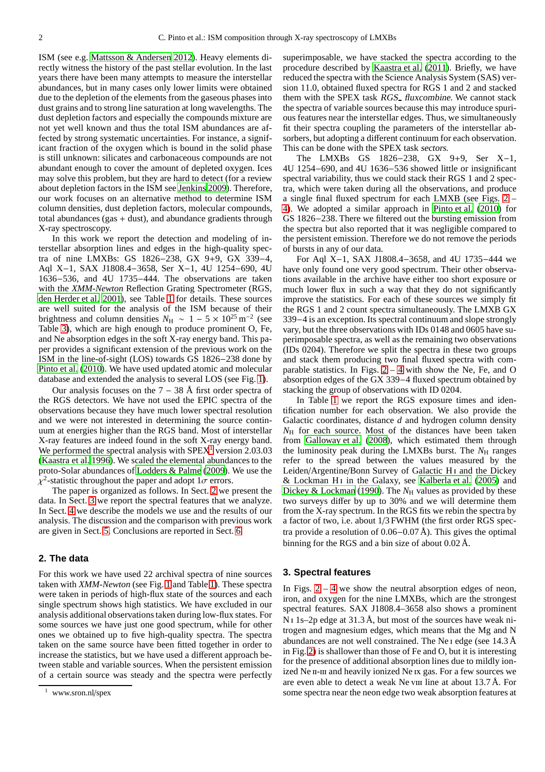ISM (see e.g. Mattsson & Andersen 2012). Heavy elements directly witness the history of the past stellar evolution. In the last years there have been many attempts to measure the interstellar abundances, but in many cases only lower limits were obtained due to the depletion of the elements from the gaseous phases into dust grains and to strong line saturation at long wavelengths. The dust depletion factors and especially the compounds mixture are not yet well known and thus the total ISM abundances are affected by strong systematic uncertainties. For instance, a significant fraction of the oxygen which is bound in the solid phase is still unknown: silicates and carbonaceous compounds are not abundant enough to cover the amount of depleted oxygen. Ices may solve this problem, but they are hard to detect (for a review about depletion factors in the ISM see Jenkins 2009). Therefore, our work focuses on an alternative method to determine ISM column densities, dust depletion factors, molecular compounds, total abundances (gas + dust), and abundance gradients through X-ray spectroscopy.

In this work we report the detection and modeling of interstellar absorption lines and edges in the high-quality spectra of nine LMXBs: GS 1826−238, GX 9+9, GX 339−4, Aql X−1, SAX J1808.4−3658, Ser X−1, 4U 1254−690, 4U 1636−536, and 4U 1735−444. The observations are taken with the *XMM-Newton* Reflection Grating Spectrometer (RGS, den Herder et al. 2001), see Table 1 for details. These sources are well suited for the analysis of the ISM because of their brightness and column densities $N_{\rm H} \sim 1-5\times10^{25}\,{\rm m}^{-2}$ (see Table 3), which are high enough to produce prominent O, Fe, and Ne absorption edges in the soft X-ray energy band. This paper provides a significant extension of the previous work on the ISM in the line-of-sight (LOS) towards GS 1826−238 done by Pinto et al. (2010). We have used updated atomic and molecular database and extended the analysis to several LOS (see Fig. 1).

Our analysis focuses on the 7 − 38 Å first order spectra of the RGS detectors. We have not used the EPIC spectra of the observations because they have much lower spectral resolution and we were not interested in determining the source continuum at energies higher than the RGS band. Most of interstellar X-ray features are indeed found in the soft X-ray energy band. We performed the spectral analysis with SPEX[1] version 2.03.03 (Kaastra et al. 1996). We scaled the elemental abundances to the proto-Solar abundances of Lodders & Palme (2009). We use the $\chi^2$-statistic throughout the paper and adopt 1$\sigma$ errors.

The paper is organized as follows. In Sect. 2 we present the data. In Sect. 3 we report the spectral features that we analyze. In Sect. 4 we describe the models we use and the results of our analysis. The discussion and the comparison with previous work are given in Sect. 5. Conclusions are reported in Sect. 6.

## 2. The data

For this work we have used 22 archival spectra of nine sources taken with *XMM-Newton* (see Fig. 1 and Table 1). These spectra were taken in periods of high-flux state of the sources and each single spectrum shows high statistics. We have excluded in our analysis additional observations taken during low-flux states. For some sources we have just one good spectrum, while for other ones we obtained up to five high-quality spectra. The spectra taken on the same source have been fitted together in order to increase the statistics, but we have used a different approach between stable and variable sources. When the persistent emission of a certain source was steady and the spectra were perfectly superimposable, we have stacked the spectra according to the procedure described by Kaastra et al. (2011). Briefly, we have reduced the spectra with the Science Analysis System (SAS) version 11.0, obtained fluxed spectra for RGS 1 and 2 and stacked them with the SPEX task *RGS_fluxcombine*. We cannot stack the spectra of variable sources because this may introduce spurious features near the interstellar edges. Thus, we simultaneously fit their spectra coupling the parameters of the interstellar absorbers, but adopting a different continuum for each observation. This can be done with the SPEX task *sectors*.

The LMXBs GS 1826−238, GX 9+9, Ser X−1, 4U 1254−690, and 4U 1636−536 showed little or insignificant spectral variability, thus we could stack their RGS 1 and 2 spectra, which were taken during all the observations, and produce a single final fluxed spectrum for each LMXB (see Figs. 2 – 4). We adopted a similar approach in Pinto et al. (2010) for GS 1826−238. There we filtered out the bursting emission from the spectra but also reported that it was negligible compared to the persistent emission. Therefore we do not remove the periods of bursts in any of our data.

For Aql X−1, SAX J1808.4−3658, and 4U 1735−444 we have only found one very good spectrum. Their other observations available in the archive have either too short exposure or much lower flux in such a way that they do not significantly improve the statistics. For each of these sources we simply fit the RGS 1 and 2 count spectra simultaneously. The LMXB GX 339−4 is an exception. Its spectral continuum and slope strongly vary, but the three observations with IDs 0148 and 0605 have superimposable spectra, as well as the remaining two observations (IDs 0204). Therefore we split the spectra in these two groups and stack them producing two final fluxed spectra with comparable statistics. In Figs. 2 – 4 with show the Ne, Fe, and O absorption edges of the GX 339−4 fluxed spectrum obtained by stacking the group of observations with ID 0204.

In Table 1 we report the RGS exposure times and identification number for each observation. We also provide the Galactic coordinates, distance $d$ and hydrogen column density $N_{\rm H}$ for each source. Most of the distances have been taken from Galloway et al. (2008), which estimated them through the luminosity peak during the LMXBs burst. The $N_{\rm H}$ ranges refer to the spread between the values measured by the Leiden/Argentine/Bonn Survey of Galactic H I and the Dickey & Lockman H I in the Galaxy, see Kalberla et al. (2005) and Dickey & Lockman (1990). The $N_{\rm H}$ values as provided by these two surveys differ by up to 30% and we will determine them from the X-ray spectrum. In the RGS fits we rebin the spectra by a factor of two, i.e. about 1/3 FWHM (the first order RGS spectra provide a resolution of 0.06–0.07 Å). This gives the optimal binning for the RGS and a bin size of about 0.02 Å.

## 3. Spectral features

In Figs. 2 – 4 we show the neutral absorption edges of neon, iron, and oxygen for the nine LMXBs, which are the strongest spectral features. SAX J1808.4−3658 also shows a prominent N I 1s–2p edge at 31.3 Å, but most of the sources have weak nitrogen and magnesium edges, which means that the Mg and N abundances are not well constrained. The Ne I edge (see 14.3 Å in Fig. 2) is shallower than those of Fe and O, but it is interesting for the presence of additional absorption lines due to mildly ionized Ne II-III and heavily ionized Ne IX gas. For a few sources we are even able to detect a weak Ne VIII line at about 13.7 Å. For some spectra near the neon edge two weak absorption features at

[1] www.sron.nl/spex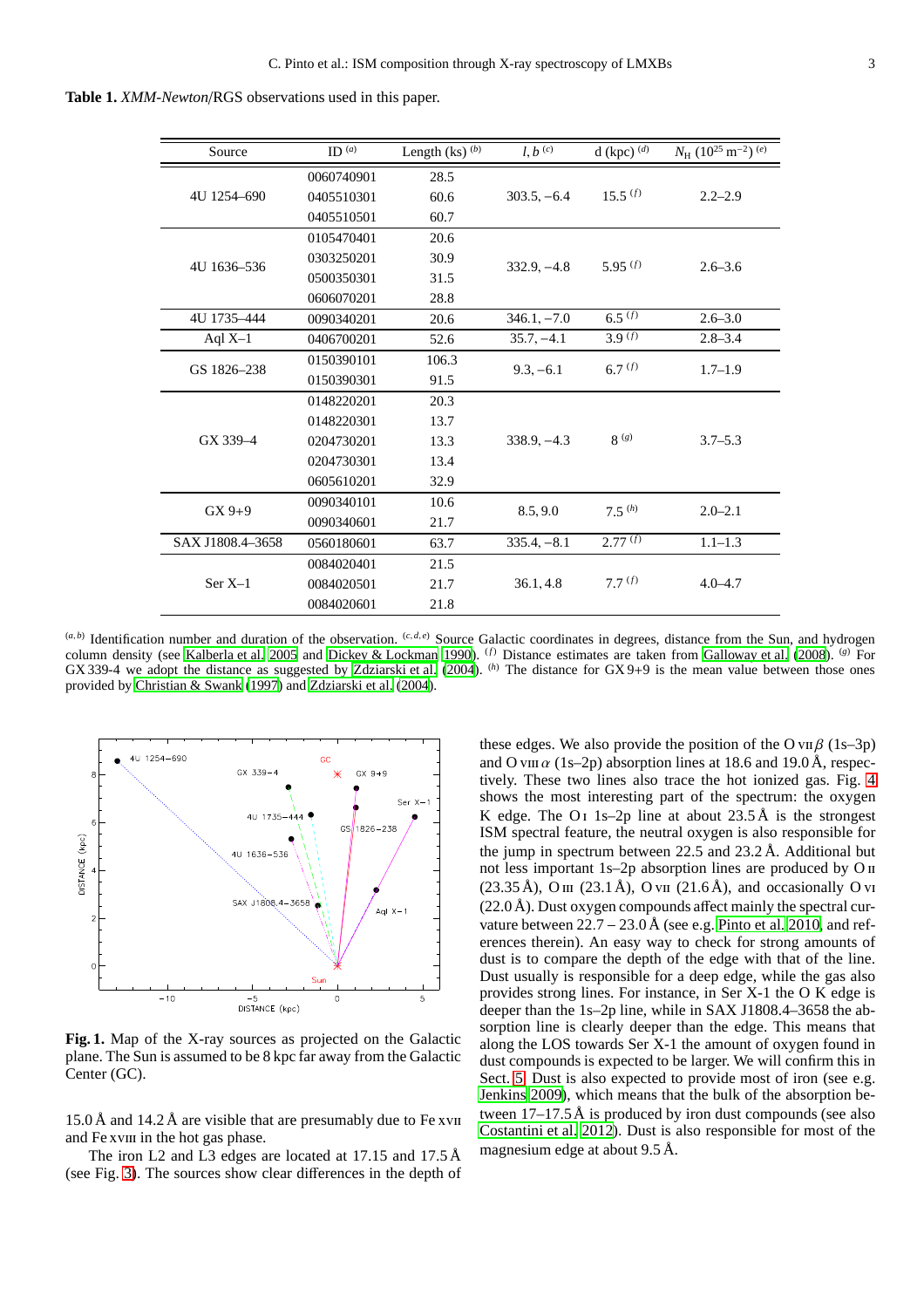**Table 1.** *XMM-Newton*/RGS observations used in this paper.

| Source | ID [(a)] | Length (ks) [(b)] | $l, b$ [(c)] | d (kpc) [(d)] | $N_{\rm H}$ ($10^{25}$ m$^{-2}$) [(e)] |
|---|---|---|---|---|---|
| 4U 1254–690 | 0060740901 | 28.5 | 303.5, −6.4 | 15.5 [(f)] | 2.2–2.9 |
| | 0405510301 | 60.6 | | | |
| | 0405510501 | 60.7 | | | |
| 4U 1636–536 | 0105470401 | 20.6 | 332.9, −4.8 | 5.95 [(f)] | 2.6–3.6 |
| | 0303250201 | 30.9 | | | |
| | 0500350301 | 31.5 | | | |
| | 0606070201 | 28.8 | | | |
| 4U 1735–444 | 0090340201 | 20.6 | 346.1, −7.0 | 6.5 [(f)] | 2.6–3.0 |
| Aql X–1 | 0406700201 | 52.6 | 35.7, −4.1 | 3.9 [(f)] | 2.8–3.4 |
| GS 1826–238 | 0150390101 | 106.3 | 9.3, −6.1 | 6.7 [(f)] | 1.7–1.9 |
| | 0150390301 | 91.5 | | | |
| GX 339–4 | 0148220201 | 20.3 | 338.9, −4.3 | 8 [(g)] | 3.7–5.3 |
| | 0148220301 | 13.7 | | | |
| | 0204730201 | 13.3 | | | |
| | 0204730301 | 13.4 | | | |
| | 0605610201 | 32.9 | | | |
| GX 9+9 | 0090340101 | 10.6 | 8.5, 9.0 | 7.5 [(h)] | 2.0–2.1 |
| | 0090340601 | 21.7 | | | |
| SAX J1808.4–3658 | 0560180601 | 63.7 | 335.4, −8.1 | 2.77 [(f)] | 1.1–1.3 |
| Ser X–1 | 0084020401 | 21.5 | 36.1, 4.8 | 7.7 [(f)] | 4.0–4.7 |
| | 0084020501 | 21.7 | | | |
| | 0084020601 | 21.8 | | | |

[(a,b)] Identification number and duration of the observation. [(c,d,e)] Source Galactic coordinates in degrees, distance from the Sun, and hydrogen column density (see Kalberla et al. 2005 and Dickey & Lockman 1990). [(f)] Distance estimates are taken from Galloway et al. (2008). [(g)] For GX 339-4 we adopt the distance as suggested by Zdziarski et al. (2004). [(h)] The distance for GX 9+9 is the mean value between those ones provided by Christian & Swank (1997) and Zdziarski et al. (2004).

**Fig. 1.** Map of the X-ray sources as projected on the Galactic plane. The Sun is assumed to be 8 kpc far away from the Galactic Center (GC).

15.0 Å and 14.2 Å are visible that are presumably due to Fe XVII and Fe XVIII in the hot gas phase.

The iron L2 and L3 edges are located at 17.15 and 17.5 Å (see Fig. 3). The sources show clear differences in the depth of these edges. We also provide the position of the O VII $\beta$ (1s–3p) and O VIII $\alpha$ (1s–2p) absorption lines at 18.6 and 19.0 Å, respectively. These two lines also trace the hot ionized gas. Fig. 4 shows the most interesting part of the spectrum: the oxygen K edge. The O I 1s–2p line at about 23.5 Å is the strongest ISM spectral feature, the neutral oxygen is also responsible for the jump in spectrum between 22.5 and 23.2 Å. Additional but not less important 1s–2p absorption lines are produced by O II (23.35 Å), O III (23.1 Å), O VII (21.6 Å), and occasionally O VI (22.0 Å). Dust oxygen compounds affect mainly the spectral curvature between 22.7 – 23.0 Å (see e.g. Pinto et al. 2010, and references therein). An easy way to check for strong amounts of dust is to compare the depth of the edge with that of the line. Dust usually is responsible for a deep edge, while the gas also provides strong lines. For instance, in Ser X-1 the O K edge is deeper than the 1s–2p line, while in SAX J1808.4–3658 the absorption line is clearly deeper than the edge. This means that along the LOS towards Ser X-1 the amount of oxygen found in dust compounds is expected to be larger. We will confirm this in Sect. 5. Dust is also expected to provide most of iron (see e.g. Jenkins 2009), which means that the bulk of the absorption between 17–17.5 Å is produced by iron dust compounds (see also Costantini et al. 2012). Dust is also responsible for most of the magnesium edge at about 9.5 Å.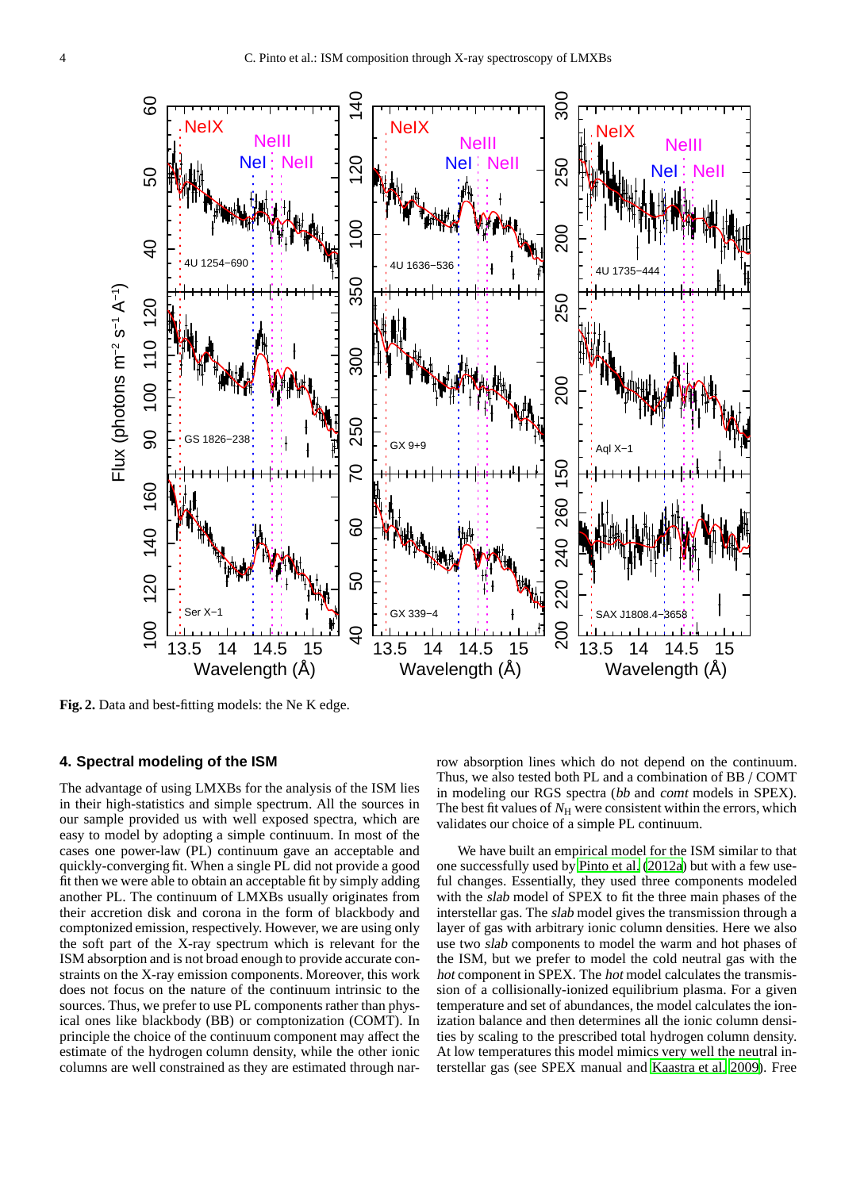**Fig. 2.** Data and best-fitting models: the Ne K edge.

## 4. Spectral modeling of the ISM

The advantage of using LMXBs for the analysis of the ISM lies in their high-statistics and simple spectrum. All the sources in our sample provided us with well exposed spectra, which are easy to model by adopting a simple continuum. In most of the cases one power-law (PL) continuum gave an acceptable and quickly-converging fit. When a single PL did not provide a good fit then we were able to obtain an acceptable fit by simply adding another PL. The continuum of LMXBs usually originates from their accretion disk and corona in the form of blackbody and comptonized emission, respectively. However, we are using only the soft part of the X-ray spectrum which is relevant for the ISM absorption and is not broad enough to provide accurate constraints on the X-ray emission components. Moreover, this work does not focus on the nature of the continuum intrinsic to the sources. Thus, we prefer to use PL components rather than physical ones like blackbody (BB) or comptonization (COMT). In principle the choice of the continuum component may affect the estimate of the hydrogen column density, while the other ionic columns are well constrained as they are estimated through narrow absorption lines which do not depend on the continuum. Thus, we also tested both PL and a combination of BB / COMT in modeling our RGS spectra (*bb* and *comt* models in SPEX). The best fit values of $N_{\rm H}$ were consistent within the errors, which validates our choice of a simple PL continuum.

We have built an empirical model for the ISM similar to that one successfully used by Pinto et al. (2012a) but with a few useful changes. Essentially, they used three components modeled with the *slab* model of SPEX to fit the three main phases of the interstellar gas. The *slab* model gives the transmission through a layer of gas with arbitrary ionic column densities. Here we also use two *slab* components to model the warm and hot phases of the ISM, but we prefer to model the cold neutral gas with the *hot* component in SPEX. The *hot* model calculates the transmission of a collisionally-ionized equilibrium plasma. For a given temperature and set of abundances, the model calculates the ionization balance and then determines all the ionic column densities by scaling to the prescribed total hydrogen column density. At low temperatures this model mimics very well the neutral interstellar gas (see SPEX manual and Kaastra et al. 2009). Free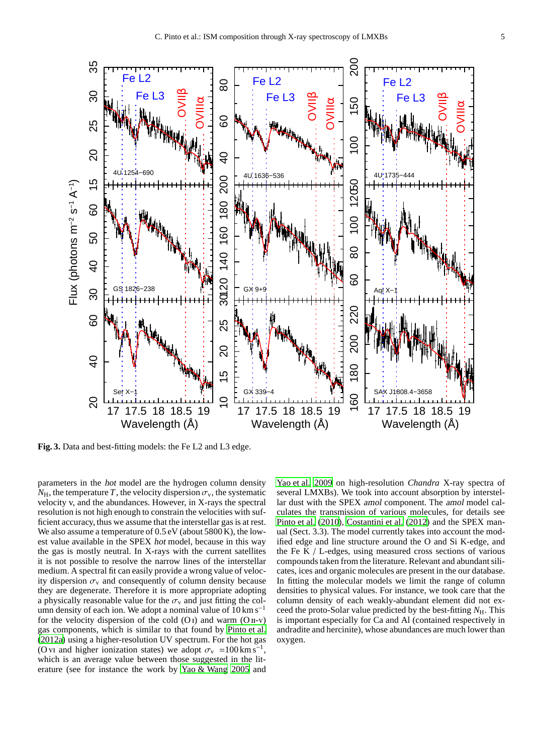**Fig. 3.** Data and best-fitting models: the Fe L2 and L3 edge.

parameters in the *hot* model are the hydrogen column density $N_{\mathrm{H}}$, the temperature $T$, the velocity dispersion $\sigma_{\mathrm{v}}$, the systematic velocity v, and the abundances. However, in X-rays the spectral resolution is not high enough to constrain the velocities with sufficient accuracy, thus we assume that the interstellar gas is at rest. We also assume a temperature of 0.5 eV (about 5800 K), the lowest value available in the SPEX *hot* model, because in this way the gas is mostly neutral. In X-rays with the current satellites it is not possible to resolve the narrow lines of the interstellar medium. A spectral fit can easily provide a wrong value of velocity dispersion $\sigma_{\mathrm{v}}$ and consequently of column density because they are degenerate. Therefore it is more appropriate adopting a physically reasonable value for the $\sigma_{\mathrm{v}}$ and just fitting the column density of each ion. We adopt a nominal value of 10 km s$^{-1}$ for the velocity dispersion of the cold (O I) and warm (O II-V) gas components, which is similar to that found by Pinto et al. (2012a) using a higher-resolution UV spectrum. For the hot gas (O VI and higher ionization states) we adopt $\sigma_{\mathrm{v}}$ =100 km s$^{-1}$, which is an average value between those suggested in the literature (see for instance the work by Yao & Wang 2005 and Yao et al. 2009 on high-resolution *Chandra* X-ray spectra of several LMXBs). We took into account absorption by interstellar dust with the SPEX *amol* component. The *amol* model calculates the transmission of various molecules, for details see Pinto et al. (2010), Costantini et al. (2012) and the SPEX manual (Sect. 3.3). The model currently takes into account the modified edge and line structure around the O and Si K-edge, and the Fe K / L-edges, using measured cross sections of various compounds taken from the literature. Relevant and abundant silicates, ices and organic molecules are present in the our database. In fitting the molecular models we limit the range of column densities to physical values. For instance, we took care that the column density of each weakly-abundant element did not exceed the proto-Solar value predicted by the best-fitting $N_{\mathrm{H}}$. This is important especially for Ca and Al (contained respectively in andradite and hercinite), whose abundances are much lower than oxygen.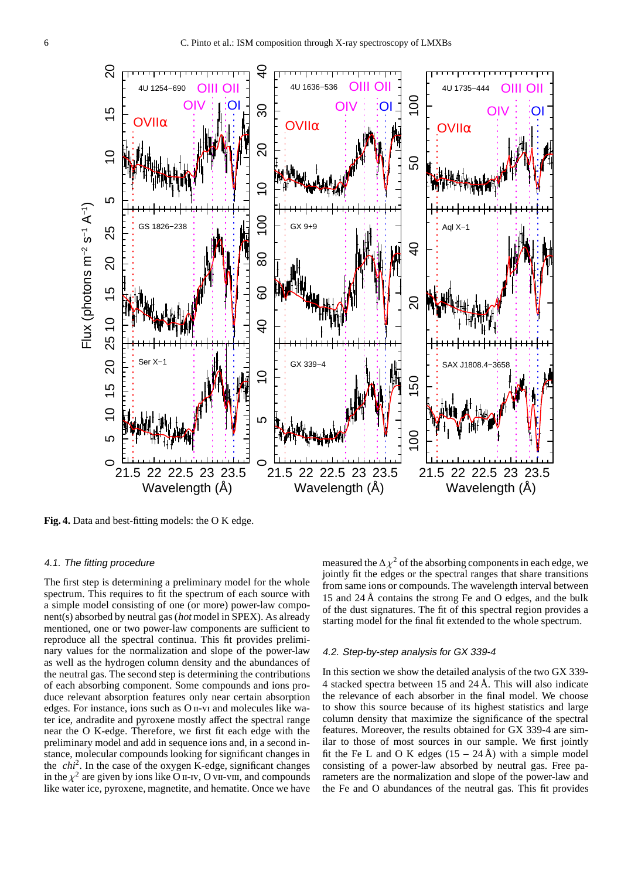**Fig. 4.** Data and best-fitting models: the O K edge.

### 4.1. The fitting procedure

The first step is determining a preliminary model for the whole spectrum. This requires to fit the spectrum of each source with a simple model consisting of one (or more) power-law component(s) absorbed by neutral gas (*hot* model in SPEX). As already mentioned, one or two power-law components are sufficient to reproduce all the spectral continua. This fit provides preliminary values for the normalization and slope of the power-law as well as the hydrogen column density and the abundances of the neutral gas. The second step is determining the contributions of each absorbing component. Some compounds and ions produce relevant absorption features only near certain absorption edges. For instance, ions such as O II-VI and molecules like water ice, andradite and pyroxene mostly affect the spectral range near the O K-edge. Therefore, we first fit each edge with the preliminary model and add in sequence ions and, in a second instance, molecular compounds looking for significant changes in the *chi*$^2$. In the case of the oxygen K-edge, significant changes in the $\chi^2$ are given by ions like O II-IV, O VII-VIII, and compounds like water ice, pyroxene, magnetite, and hematite. Once we have measured the $\Delta\chi^2$ of the absorbing components in each edge, we jointly fit the edges or the spectral ranges that share transitions from same ions or compounds. The wavelength interval between 15 and 24 Å contains the strong Fe and O edges, and the bulk of the dust signatures. The fit of this spectral region provides a starting model for the final fit extended to the whole spectrum.

### 4.2. Step-by-step analysis for GX 339-4

In this section we show the detailed analysis of the two GX 339-4 stacked spectra between 15 and 24 Å. This will also indicate the relevance of each absorber in the final model. We choose to show this source because of its highest statistics and large column density that maximize the significance of the spectral features. Moreover, the results obtained for GX 339-4 are similar to those of most sources in our sample. We first jointly fit the Fe L and O K edges (15 – 24 Å) with a simple model consisting of a power-law absorbed by neutral gas. Free parameters are the normalization and slope of the power-law and the Fe and O abundances of the neutral gas. This fit provides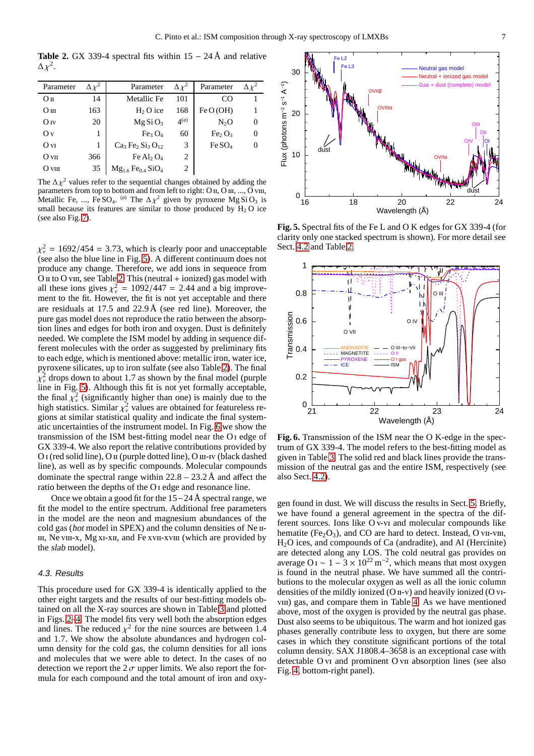**Table 2.** GX 339-4 spectral fits within 15 – 24 Å and relative $\Delta\chi^2$.

| Parameter | $\Delta\chi^2$ | Parameter | $\Delta\chi^2$ | Parameter | $\Delta\chi^2$ |
|---|---|---|---|---|---|
| O II | 14 | Metallic Fe | 101 | CO | 1 |
| O III | 163 | $H_2O$ ice | 168 | Fe O (OH) | 1 |
| O IV | 20 | $MgSiO_3$ | 4[a] | $N_2O$ | 0 |
| O V | 1 | $Fe_3O_4$ | 60 | $Fe_2O_3$ | 0 |
| O VI | 1 | $Ca_3Fe_2Si_3O_{12}$ | 3 | $FeSO_4$ | 0 |
| O VII | 366 | $FeAl_2O_4$ | 2 | | |
| O VIII | 35 | $Mg_{1.6}Fe_{0.4}SiO_4$ | 2 | | |

The $\Delta\chi^2$ values refer to the sequential changes obtained by adding the parameters from top to bottom and from left to right: O II, O III, ..., O VIII, Metallic Fe, ..., $FeSO_4$. [a] The $\Delta\chi^2$ given by pyroxene $MgSiO_3$ is small because its features are similar to those produced by $H_2O$ ice (see also Fig. 7).

$\chi^2_\nu = 1692/454 = 3.73$, which is clearly poor and unacceptable (see also the blue line in Fig. 5). A different continuum does not produce any change. Therefore, we add ions in sequence from O II to O VIII, see Table 2. This (neutral + ionized) gas model with all these ions gives $\chi^2_\nu = 1092/447 = 2.44$ and a big improvement to the fit. However, the fit is not yet acceptable and there are residuals at 17.5 and 22.9 Å (see red line). Moreover, the pure gas model does not reproduce the ratio between the absorption lines and edges for both iron and oxygen. Dust is definitely needed. We complete the ISM model by adding in sequence different molecules with the order as suggested by preliminary fits to each edge, which is mentioned above: metallic iron, water ice, pyroxene silicates, up to iron sulfate (see also Table 2). The final $\chi^2_\nu$ drops down to about 1.7 as shown by the final model (purple line in Fig. 5). Although this fit is not yet formally acceptable, the final $\chi^2_\nu$ (significantly higher than one) is mainly due to the high statistics. Similar $\chi^2_\nu$ values are obtained for featureless regions at similar statistical quality and indicate the final systematic uncertainties of the instrument model. In Fig. 6 we show the transmission of the ISM best-fitting model near the O I edge of GX 339-4. We also report the relative contributions provided by O I (red solid line), O II (purple dotted line), O III-IV (black dashed line), as well as by specific compounds. Molecular compounds dominate the spectral range within 22.8 – 23.2 Å and affect the ratio between the depths of the O I edge and resonance line.

Once we obtain a good fit for the 15 – 24 Å spectral range, we fit the model to the entire spectrum. Additional free parameters in the model are the neon and magnesium abundances of the cold gas (*hot* model in SPEX) and the column densities of Ne II-III, Ne VIII-X, Mg XI-XII, and Fe XVII-XVIII (which are provided by the *slab* model).

### 4.3. Results

This procedure used for GX 339-4 is identically applied to the other eight targets and the results of our best-fitting models obtained on all the X-ray sources are shown in Table 3 and plotted in Figs. 2–4. The model fits very well both the absorption edges and lines. The reduced $\chi^2$ for the nine sources are between 1.4 and 1.7. We show the absolute abundances and hydrogen column density for the cold gas, the column densities for all ions and molecules that we were able to detect. In the cases of no detection we report the $2\sigma$ upper limits. We also report the formula for each compound and the total amount of iron and oxygen found in dust. We will discuss the results in Sect. 5. Briefly, we have found a general agreement in the spectra of the different sources. Ions like O V-VI and molecular compounds like hematite ($Fe_2O_3$), and CO are hard to detect. Instead, O VII-VIII, $H_2O$ ices, and compounds of Ca (andradite), and Al (Hercinite) are detected along any LOS. The cold neutral gas provides on average O I $\sim 1 - 3 \times 10^{22}\ \mathrm{m}^{-2}$, which means that most oxygen is found in the neutral phase. We have summed all the contributions to the molecular oxygen as well as all the ionic column densities of the mildly ionized (O II-V) and heavily ionized (O VI-VIII) gas, and compare them in Table 4. As we have mentioned above, most of the oxygen is provided by the neutral gas phase. Dust also seems to be ubiquitous. The warm and hot ionized gas phases generally contribute less to oxygen, but there are some cases in which they constitute significant portions of the total column density. SAX J1808.4–3658 is an exceptional case with detectable O VI and prominent O VII absorption lines (see also Fig. 4, bottom-right panel).

**Fig. 5.** Spectral fits of the Fe L and O K edges for GX 339-4 (for clarity only one stacked spectrum is shown). For more detail see Sect. 4.2 and Table 2.

**Fig. 6.** Transmission of the ISM near the O K-edge in the spectrum of GX 339-4. The model refers to the best-fitting model as given in Table 3. The solid red and black lines provide the transmission of the neutral gas and the entire ISM, respectively (see also Sect. 4.2).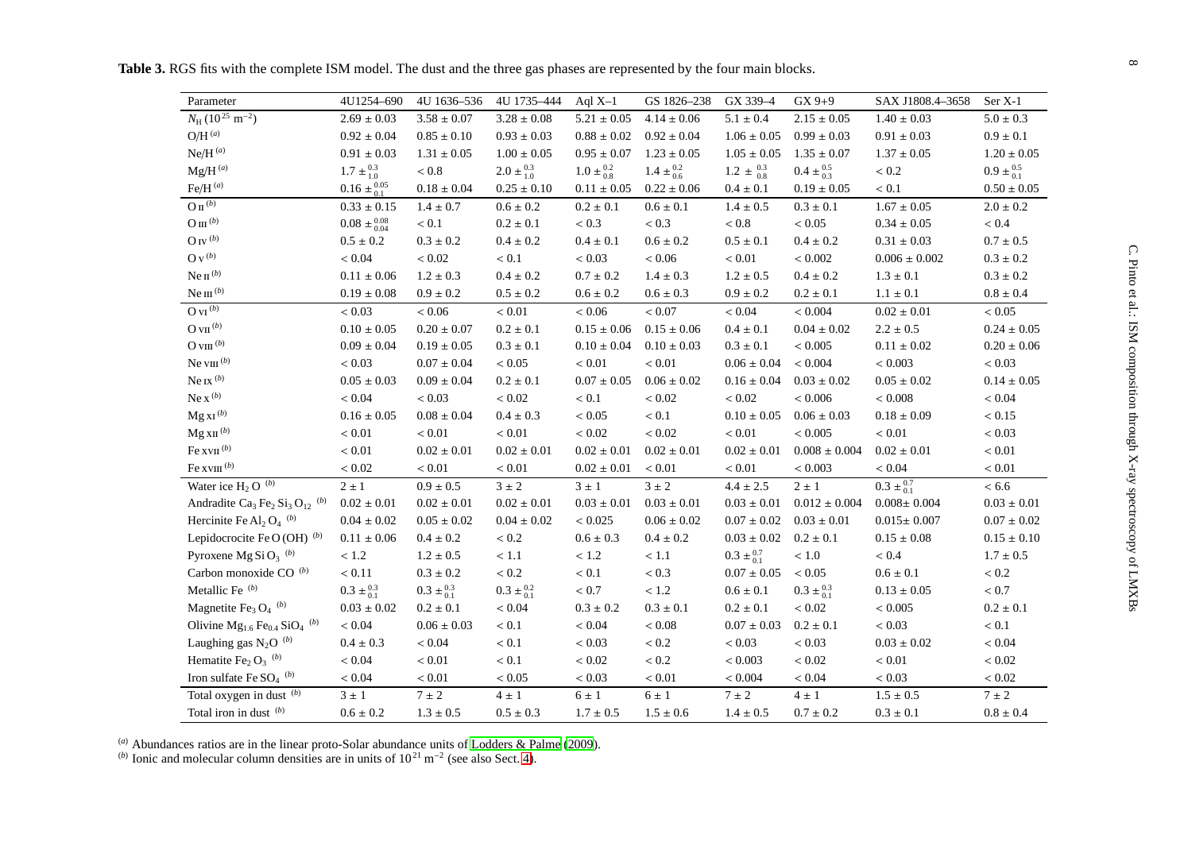**Table 3.** RGS fits with the complete ISM model. The dust and the three gas phases are represented by the four main blocks.

| Parameter | 4U1254–690 | 4U 1636–536 | 4U 1735–444 | Aql X–1 | GS 1826–238 | GX 339–4 | GX 9+9 | SAX J1808.4–3658 | Ser X-1 |
|---|---|---|---|---|---|---|---|---|---|
| $N_{\rm H}$ ($10^{25}$ m$^{-2}$) | $2.69 \pm 0.03$ | $3.58 \pm 0.07$ | $3.28 \pm 0.08$ | $5.21 \pm 0.05$ | $4.14 \pm 0.06$ | $5.1 \pm 0.4$ | $2.15 \pm 0.05$ | $1.40 \pm 0.03$ | $5.0 \pm 0.3$ |
| O/H [a] | $0.92 \pm 0.04$ | $0.85 \pm 0.10$ | $0.93 \pm 0.03$ | $0.88 \pm 0.02$ | $0.92 \pm 0.04$ | $1.06 \pm 0.05$ | $0.99 \pm 0.03$ | $0.91 \pm 0.03$ | $0.9 \pm 0.1$ |
| Ne/H [a] | $0.91 \pm 0.03$ | $1.31 \pm 0.05$ | $1.00 \pm 0.05$ | $0.95 \pm 0.07$ | $1.23 \pm 0.05$ | $1.05 \pm 0.05$ | $1.35 \pm 0.07$ | $1.37 \pm 0.05$ | $1.20 \pm 0.05$ |
| Mg/H [a] | $1.7 \pm^{0.3}_{1.0}$ | $< 0.8$ | $2.0 \pm^{0.3}_{1.0}$ | $1.0 \pm^{0.2}_{0.8}$ | $1.4 \pm^{0.2}_{0.6}$ | $1.2 \pm^{0.3}_{0.8}$ | $0.4 \pm^{0.5}_{0.3}$ | $< 0.2$ | $0.9 \pm^{0.5}_{0.1}$ |
| Fe/H [a] | $0.16 \pm^{0.05}_{0.1}$ | $0.18 \pm 0.04$ | $0.25 \pm 0.10$ | $0.11 \pm 0.05$ | $0.22 \pm 0.06$ | $0.4 \pm 0.1$ | $0.19 \pm 0.05$ | $< 0.1$ | $0.50 \pm 0.05$ |
| O II [b] | $0.33 \pm 0.15$ | $1.4 \pm 0.7$ | $0.6 \pm 0.2$ | $0.2 \pm 0.1$ | $0.6 \pm 0.1$ | $1.4 \pm 0.5$ | $0.3 \pm 0.1$ | $1.67 \pm 0.05$ | $2.0 \pm 0.2$ |
| O III [b] | $0.08 \pm^{0.08}_{0.04}$ | $< 0.1$ | $0.2 \pm 0.1$ | $< 0.3$ | $< 0.3$ | $< 0.8$ | $< 0.05$ | $0.34 \pm 0.05$ | $< 0.4$ |
| O IV [b] | $0.5 \pm 0.2$ | $0.3 \pm 0.2$ | $0.4 \pm 0.2$ | $0.4 \pm 0.1$ | $0.6 \pm 0.2$ | $0.5 \pm 0.1$ | $0.4 \pm 0.2$ | $0.31 \pm 0.03$ | $0.7 \pm 0.5$ |
| O V [b] | $< 0.04$ | $< 0.02$ | $< 0.1$ | $< 0.03$ | $< 0.06$ | $< 0.01$ | $< 0.002$ | $0.006 \pm 0.002$ | $0.3 \pm 0.2$ |
| Ne II [b] | $0.11 \pm 0.06$ | $1.2 \pm 0.3$ | $0.4 \pm 0.2$ | $0.7 \pm 0.2$ | $1.4 \pm 0.3$ | $1.2 \pm 0.5$ | $0.4 \pm 0.2$ | $1.3 \pm 0.1$ | $0.3 \pm 0.2$ |
| Ne III [b] | $0.19 \pm 0.08$ | $0.9 \pm 0.2$ | $0.5 \pm 0.2$ | $0.6 \pm 0.2$ | $0.6 \pm 0.3$ | $0.9 \pm 0.2$ | $0.2 \pm 0.1$ | $1.1 \pm 0.1$ | $0.8 \pm 0.4$ |
| O VI [b] | $< 0.03$ | $< 0.06$ | $< 0.01$ | $< 0.06$ | $< 0.07$ | $< 0.04$ | $< 0.004$ | $0.02 \pm 0.01$ | $< 0.05$ |
| O VII [b] | $0.10 \pm 0.05$ | $0.20 \pm 0.07$ | $0.2 \pm 0.1$ | $0.15 \pm 0.06$ | $0.15 \pm 0.06$ | $0.4 \pm 0.1$ | $0.04 \pm 0.02$ | $2.2 \pm 0.5$ | $0.24 \pm 0.05$ |
| O VIII [b] | $0.09 \pm 0.04$ | $0.19 \pm 0.05$ | $0.3 \pm 0.1$ | $0.10 \pm 0.04$ | $0.10 \pm 0.03$ | $0.3 \pm 0.1$ | $< 0.005$ | $0.11 \pm 0.02$ | $0.20 \pm 0.06$ |
| Ne VIII [b] | $< 0.03$ | $0.07 \pm 0.04$ | $< 0.05$ | $< 0.01$ | $< 0.01$ | $0.06 \pm 0.04$ | $< 0.004$ | $< 0.003$ | $< 0.03$ |
| Ne IX [b] | $0.05 \pm 0.03$ | $0.09 \pm 0.04$ | $0.2 \pm 0.1$ | $0.07 \pm 0.05$ | $0.06 \pm 0.02$ | $0.16 \pm 0.04$ | $0.03 \pm 0.02$ | $0.05 \pm 0.02$ | $0.14 \pm 0.05$ |
| Ne X [b] | $< 0.04$ | $< 0.03$ | $< 0.02$ | $< 0.1$ | $< 0.02$ | $< 0.02$ | $< 0.006$ | $< 0.008$ | $< 0.04$ |
| Mg XI [b] | $0.16 \pm 0.05$ | $0.08 \pm 0.04$ | $0.4 \pm 0.3$ | $< 0.05$ | $< 0.1$ | $0.10 \pm 0.05$ | $0.06 \pm 0.03$ | $0.18 \pm 0.09$ | $< 0.15$ |
| Mg XII [b] | $< 0.01$ | $< 0.01$ | $< 0.01$ | $< 0.02$ | $< 0.02$ | $< 0.01$ | $< 0.005$ | $< 0.01$ | $< 0.03$ |
| Fe XVII [b] | $< 0.01$ | $0.02 \pm 0.01$ | $0.02 \pm 0.01$ | $0.02 \pm 0.01$ | $0.02 \pm 0.01$ | $0.02 \pm 0.01$ | $0.008 \pm 0.004$ | $0.02 \pm 0.01$ | $< 0.01$ |
| Fe XVIII [b] | $< 0.02$ | $< 0.01$ | $< 0.01$ | $0.02 \pm 0.01$ | $< 0.01$ | $< 0.01$ | $< 0.003$ | $< 0.04$ | $< 0.01$ |
| Water ice $H_2O$ [b] | $2 \pm 1$ | $0.9 \pm 0.5$ | $3 \pm 2$ | $3 \pm 1$ | $3 \pm 2$ | $4.4 \pm 2.5$ | $2 \pm 1$ | $0.3 \pm^{0.7}_{0.1}$ | $< 6.6$ |
| Andradite $Ca_3Fe_2Si_3O_{12}$ [b] | $0.02 \pm 0.01$ | $0.02 \pm 0.01$ | $0.02 \pm 0.01$ | $0.03 \pm 0.01$ | $0.03 \pm 0.01$ | $0.03 \pm 0.01$ | $0.012 \pm 0.004$ | $0.008 \pm 0.004$ | $0.03 \pm 0.01$ |
| Hercinite $FeAl_2O_4$ [b] | $0.04 \pm 0.02$ | $0.05 \pm 0.02$ | $0.04 \pm 0.02$ | $< 0.025$ | $0.06 \pm 0.02$ | $0.07 \pm 0.02$ | $0.03 \pm 0.01$ | $0.015 \pm 0.007$ | $0.07 \pm 0.02$ |
| Lepidocrocite $FeO(OH)$ [b] | $0.11 \pm 0.06$ | $0.4 \pm 0.2$ | $< 0.2$ | $0.6 \pm 0.3$ | $0.4 \pm 0.2$ | $0.03 \pm 0.02$ | $0.2 \pm 0.1$ | $0.15 \pm 0.08$ | $0.15 \pm 0.10$ |
| Pyroxene $MgSiO_3$ [b] | $< 1.2$ | $1.2 \pm 0.5$ | $< 1.1$ | $< 1.2$ | $< 1.1$ | $0.3 \pm^{0.7}_{0.1}$ | $< 1.0$ | $< 0.4$ | $1.7 \pm 0.5$ |
| Carbon monoxide CO [b] | $< 0.11$ | $0.3 \pm 0.2$ | $< 0.2$ | $< 0.1$ | $< 0.3$ | $0.07 \pm 0.05$ | $< 0.05$ | $0.6 \pm 0.1$ | $< 0.2$ |
| Metallic Fe [b] | $0.3 \pm^{0.3}_{0.1}$ | $0.3 \pm^{0.3}_{0.1}$ | $0.3 \pm^{0.2}_{0.1}$ | $< 0.7$ | $< 1.2$ | $0.6 \pm 0.1$ | $0.3 \pm^{0.3}_{0.1}$ | $0.13 \pm 0.05$ | $< 0.7$ |
| Magnetite $Fe_3O_4$ [b] | $0.03 \pm 0.02$ | $0.2 \pm 0.1$ | $< 0.04$ | $0.3 \pm 0.2$ | $0.3 \pm 0.1$ | $0.2 \pm 0.1$ | $< 0.02$ | $< 0.005$ | $0.2 \pm 0.1$ |
| Olivine $Mg_{1.6}Fe_{0.4}SiO_4$ [b] | $< 0.04$ | $0.06 \pm 0.03$ | $< 0.1$ | $< 0.04$ | $< 0.08$ | $0.07 \pm 0.03$ | $0.2 \pm 0.1$ | $< 0.03$ | $< 0.1$ |
| Laughing gas $N_2O$ [b] | $0.4 \pm 0.3$ | $< 0.04$ | $< 0.1$ | $< 0.03$ | $< 0.2$ | $< 0.03$ | $< 0.03$ | $0.03 \pm 0.02$ | $< 0.04$ |
| Hematite $Fe_2O_3$ [b] | $< 0.04$ | $< 0.01$ | $< 0.1$ | $< 0.02$ | $< 0.2$ | $< 0.003$ | $< 0.02$ | $< 0.01$ | $< 0.02$ |
| Iron sulfate $FeSO_4$ [b] | $< 0.04$ | $< 0.01$ | $< 0.05$ | $< 0.03$ | $< 0.01$ | $< 0.004$ | $< 0.04$ | $< 0.03$ | $< 0.02$ |
| Total oxygen in dust [b] | $3 \pm 1$ | $7 \pm 2$ | $4 \pm 1$ | $6 \pm 1$ | $6 \pm 1$ | $7 \pm 2$ | $4 \pm 1$ | $1.5 \pm 0.5$ | $7 \pm 2$ |
| Total iron in dust [b] | $0.6 \pm 0.2$ | $1.3 \pm 0.5$ | $0.5 \pm 0.3$ | $1.7 \pm 0.5$ | $1.5 \pm 0.6$ | $1.4 \pm 0.5$ | $0.7 \pm 0.2$ | $0.3 \pm 0.1$ | $0.8 \pm 0.4$ |

[a] Abundances ratios are in the linear proto-Solar abundance units of Lodders & Palme (2009).
[b] Ionic and molecular column densities are in units of $10^{21}$ m$^{-2}$ (see also Sect. 4).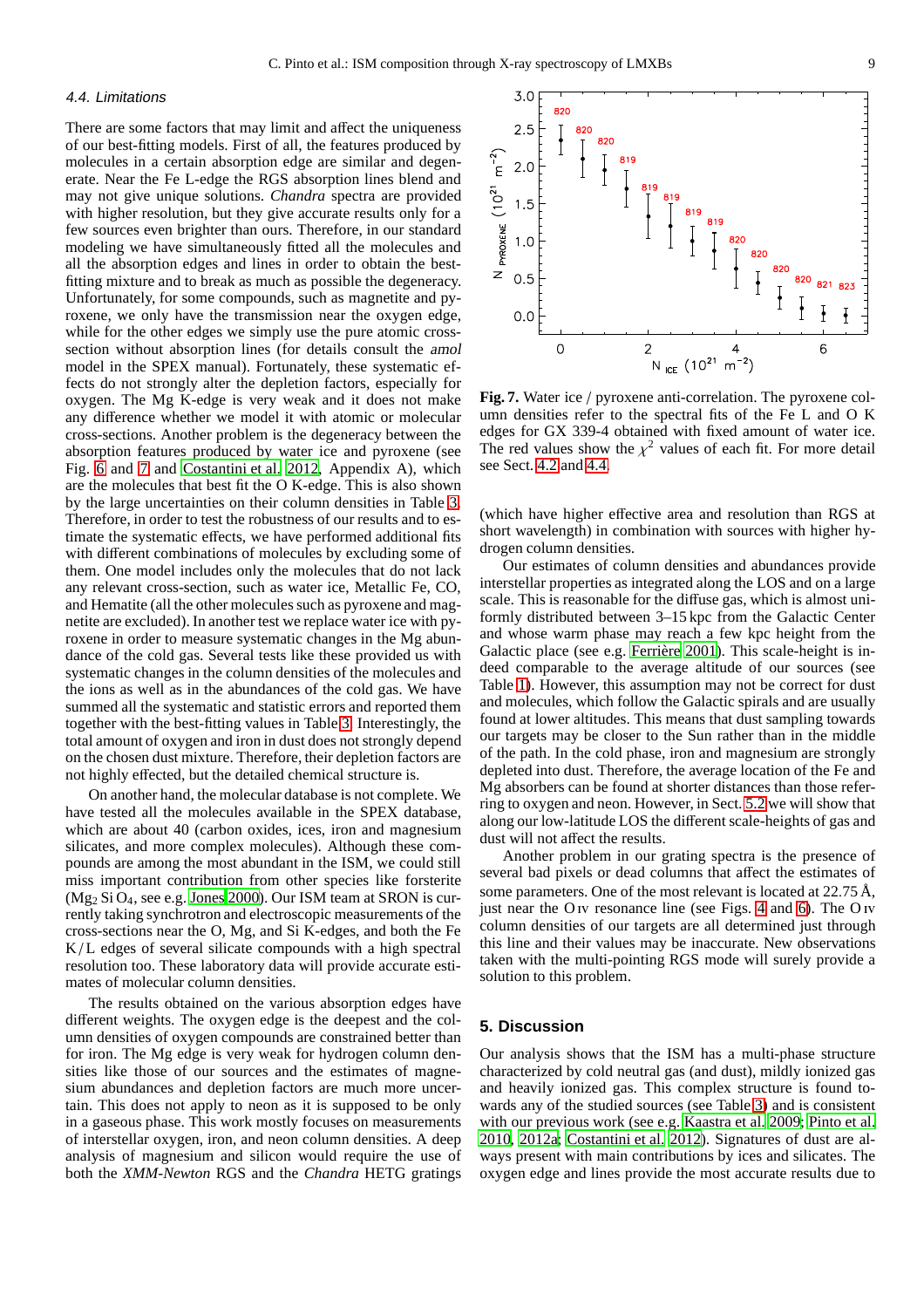### 4.4. Limitations

There are some factors that may limit and affect the uniqueness of our best-fitting models. First of all, the features produced by molecules in a certain absorption edge are similar and degenerate. Near the Fe L-edge the RGS absorption lines blend and may not give unique solutions. *Chandra* spectra are provided with higher resolution, but they give accurate results only for a few sources even brighter than ours. Therefore, in our standard modeling we have simultaneously fitted all the molecules and all the absorption edges and lines in order to obtain the best-fitting mixture and to break as much as possible the degeneracy. Unfortunately, for some compounds, such as magnetite and pyroxene, we only have the transmission near the oxygen edge, while for the other edges we simply use the pure atomic cross-section without absorption lines (for details consult the *amol* model in the SPEX manual). Fortunately, these systematic effects do not strongly alter the depletion factors, especially for oxygen. The Mg K-edge is very weak and it does not make any difference whether we model it with atomic or molecular cross-sections. Another problem is the degeneracy between the absorption features produced by water ice and pyroxene (see Fig. 6 and 7 and Costantini et al. 2012, Appendix A), which are the molecules that best fit the O K-edge. This is also shown by the large uncertainties on their column densities in Table 3. Therefore, in order to test the robustness of our results and to estimate the systematic effects, we have performed additional fits with different combinations of molecules by excluding some of them. One model includes only the molecules that do not lack any relevant cross-section, such as water ice, Metallic Fe, CO, and Hematite (all the other molecules such as pyroxene and magnetite are excluded). In another test we replace water ice with pyroxene in order to measure systematic changes in the Mg abundance of the cold gas. Several tests like these provided us with systematic changes in the column densities of the molecules and the ions as well as in the abundances of the cold gas. We have summed all the systematic and statistic errors and reported them together with the best-fitting values in Table 3. Interestingly, the total amount of oxygen and iron in dust does not strongly depend on the chosen dust mixture. Therefore, their depletion factors are not highly effected, but the detailed chemical structure is.

On another hand, the molecular database is not complete. We have tested all the molecules available in the SPEX database, which are about 40 (carbon oxides, ices, iron and magnesium silicates, and more complex molecules). Although these compounds are among the most abundant in the ISM, we could still miss important contribution from other species like forsterite ($Mg_2 Si O_4$, see e.g. Jones 2000). Our ISM team at SRON is currently taking synchrotron and electroscopic measurements of the cross-sections near the O, Mg, and Si K-edges, and both the Fe K/L edges of several silicate compounds with a high spectral resolution too. These laboratory data will provide accurate estimates of molecular column densities.

The results obtained on the various absorption edges have different weights. The oxygen edge is the deepest and the column densities of oxygen compounds are constrained better than for iron. The Mg edge is very weak for hydrogen column densities like those of our sources and the estimates of magnesium abundances and depletion factors are much more uncertain. This does not apply to neon as it is supposed to be only in a gaseous phase. This work mostly focuses on measurements of interstellar oxygen, iron, and neon column densities. A deep analysis of magnesium and silicon would require the use of both the *XMM-Newton* RGS and the *Chandra* HETG gratings (which have higher effective area and resolution than RGS at short wavelength) in combination with sources with higher hydrogen column densities.

**Fig. 7.** Water ice / pyroxene anti-correlation. The pyroxene column densities refer to the spectral fits of the Fe L and O K edges for GX 339-4 obtained with fixed amount of water ice. The red values show the $\chi^2$ values of each fit. For more detail see Sect. 4.2 and 4.4.

Our estimates of column densities and abundances provide interstellar properties as integrated along the LOS and on a large scale. This is reasonable for the diffuse gas, which is almost uniformly distributed between 3–15 kpc from the Galactic Center and whose warm phase may reach a few kpc height from the Galactic place (see e.g. Ferrière 2001). This scale-height is indeed comparable to the average altitude of our sources (see Table 1). However, this assumption may not be correct for dust and molecules, which follow the Galactic spirals and are usually found at lower altitudes. This means that dust sampling towards our targets may be closer to the Sun rather than in the middle of the path. In the cold phase, iron and magnesium are strongly depleted into dust. Therefore, the average location of the Fe and Mg absorbers can be found at shorter distances than those referring to oxygen and neon. However, in Sect. 5.2 we will show that along our low-latitude LOS the different scale-heights of gas and dust will not affect the results.

Another problem in our grating spectra is the presence of several bad pixels or dead columns that affect the estimates of some parameters. One of the most relevant is located at 22.75 Å, just near the O IV resonance line (see Figs. 4 and 6). The O IV column densities of our targets are all determined just through this line and their values may be inaccurate. New observations taken with the multi-pointing RGS mode will surely provide a solution to this problem.

## 5. Discussion

Our analysis shows that the ISM has a multi-phase structure characterized by cold neutral gas (and dust), mildly ionized gas and heavily ionized gas. This complex structure is found towards any of the studied sources (see Table 3) and is consistent with our previous work (see e.g. Kaastra et al. 2009; Pinto et al. 2010, 2012a; Costantini et al. 2012). Signatures of dust are always present with main contributions by ices and silicates. The oxygen edge and lines provide the most accurate results due to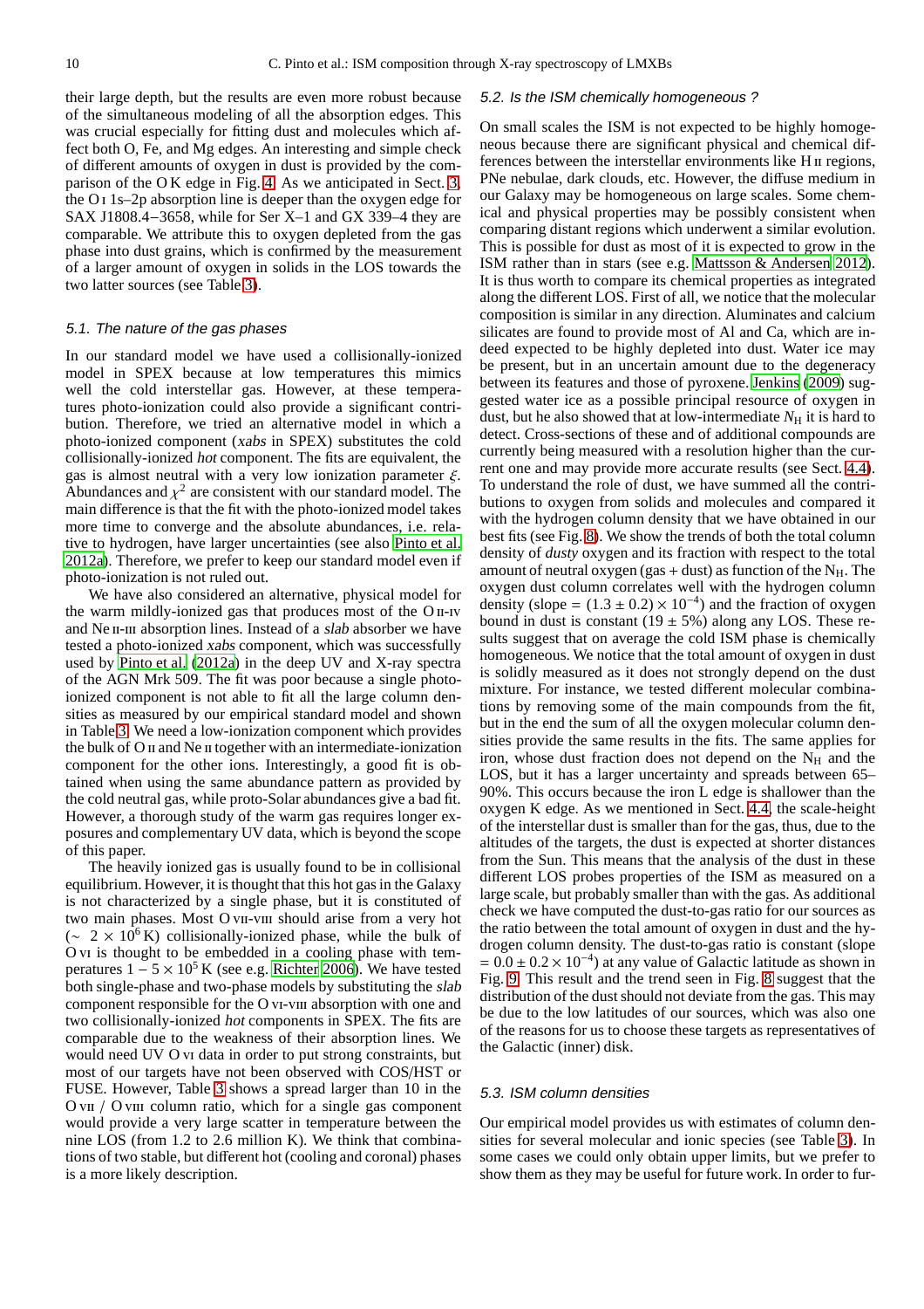their large depth, but the results are even more robust because of the simultaneous modeling of all the absorption edges. This was crucial especially for fitting dust and molecules which affect both O, Fe, and Mg edges. An interesting and simple check of different amounts of oxygen in dust is provided by the comparison of the O K edge in Fig. 4. As we anticipated in Sect. 3, the O I 1s–2p absorption line is deeper than the oxygen edge for SAX J1808.4−3658, while for Ser X–1 and GX 339–4 they are comparable. We attribute this to oxygen depleted from the gas phase into dust grains, which is confirmed by the measurement of a larger amount of oxygen in solids in the LOS towards the two latter sources (see Table 3).

### 5.1. The nature of the gas phases

In our standard model we have used a collisionally-ionized model in SPEX because at low temperatures this mimics well the cold interstellar gas. However, at these temperatures photo-ionization could also provide a significant contribution. Therefore, we tried an alternative model in which a photo-ionized component (*xabs* in SPEX) substitutes the cold collisionally-ionized *hot* component. The fits are equivalent, the gas is almost neutral with a very low ionization parameter $\xi$. Abundances and $\chi^2$ are consistent with our standard model. The main difference is that the fit with the photo-ionized model takes more time to converge and the absolute abundances, i.e. relative to hydrogen, have larger uncertainties (see also Pinto et al. 2012a). Therefore, we prefer to keep our standard model even if photo-ionization is not ruled out.

We have also considered an alternative, physical model for the warm mildly-ionized gas that produces most of the O II-IV and Ne II-III absorption lines. Instead of a *slab* absorber we have tested a photo-ionized *xabs* component, which was successfully used by Pinto et al. (2012a) in the deep UV and X-ray spectra of the AGN Mrk 509. The fit was poor because a single photo-ionized component is not able to fit all the large column densities as measured by our empirical standard model and shown in Table 3. We need a low-ionization component which provides the bulk of O II and Ne II together with an intermediate-ionization component for the other ions. Interestingly, a good fit is obtained when using the same abundance pattern as provided by the cold neutral gas, while proto-Solar abundances give a bad fit. However, a thorough study of the warm gas requires longer exposures and complementary UV data, which is beyond the scope of this paper.

The heavily ionized gas is usually found to be in collisional equilibrium. However, it is thought that this hot gas in the Galaxy is not characterized by a single phase, but it is constituted of two main phases. Most O VII-VIII should arise from a very hot ($\sim 2 \times 10^6$ K) collisionally-ionized phase, while the bulk of O VI is thought to be embedded in a cooling phase with temperatures $1 - 5 \times 10^5$ K (see e.g. Richter 2006). We have tested both single-phase and two-phase models by substituting the *slab* component responsible for the O VI-VIII absorption with one and two collisionally-ionized *hot* components in SPEX. The fits are comparable due to the weakness of their absorption lines. We would need UV O VI data in order to put strong constraints, but most of our targets have not been observed with COS/HST or FUSE. However, Table 3 shows a spread larger than 10 in the O VII / O VIII column ratio, which for a single gas component would provide a very large scatter in temperature between the nine LOS (from 1.2 to 2.6 million K). We think that combinations of two stable, but different hot (cooling and coronal) phases is a more likely description.

### 5.2. Is the ISM chemically homogeneous ?

On small scales the ISM is not expected to be highly homogeneous because there are significant physical and chemical differences between the interstellar environments like H II regions, PNe nebulae, dark clouds, etc. However, the diffuse medium in our Galaxy may be homogeneous on large scales. Some chemical and physical properties may be possibly consistent when comparing distant regions which underwent a similar evolution. This is possible for dust as most of it is expected to grow in the ISM rather than in stars (see e.g. Mattsson & Andersen 2012). It is thus worth to compare its chemical properties as integrated along the different LOS. First of all, we notice that the molecular composition is similar in any direction. Aluminates and calcium silicates are found to provide most of Al and Ca, which are indeed expected to be highly depleted into dust. Water ice may be present, but in an uncertain amount due to the degeneracy between its features and those of pyroxene. Jenkins (2009) suggested water ice as a possible principal resource of oxygen in dust, but he also showed that at low-intermediate $N_{\rm H}$ it is hard to detect. Cross-sections of these and of additional compounds are currently being measured with a resolution higher than the current one and may provide more accurate results (see Sect. 4.4). To understand the role of dust, we have summed all the contributions to oxygen from solids and molecules and compared it with the hydrogen column density that we have obtained in our best fits (see Fig. 8). We show the trends of both the total column density of *dusty* oxygen and its fraction with respect to the total amount of neutral oxygen (gas + dust) as function of the $N_{\rm H}$. The oxygen dust column correlates well with the hydrogen column density (slope = $(1.3 \pm 0.2) \times 10^{-4}$) and the fraction of oxygen bound in dust is constant ($19 \pm 5\%$) along any LOS. These results suggest that on average the cold ISM phase is chemically homogeneous. We notice that the total amount of oxygen in dust is solidly measured as it does not strongly depend on the dust mixture. For instance, we tested different molecular combinations by removing some of the main compounds from the fit, but in the end the sum of all the oxygen molecular column densities provide the same results in the fits. The same applies for iron, whose dust fraction does not depend on the $N_{\rm H}$ and the LOS, but it has a larger uncertainty and spreads between 65–90%. This occurs because the iron L edge is shallower than the oxygen K edge. As we mentioned in Sect. 4.4, the scale-height of the interstellar dust is smaller than for the gas, thus, due to the altitudes of the targets, the dust is expected at shorter distances from the Sun. This means that the analysis of the dust in these different LOS probes properties of the ISM as measured on a large scale, but probably smaller than with the gas. As additional check we have computed the dust-to-gas ratio for our sources as the ratio between the total amount of oxygen in dust and the hydrogen column density. The dust-to-gas ratio is constant (slope = $0.0 \pm 0.2 \times 10^{-4}$) at any value of Galactic latitude as shown in Fig. 9. This result and the trend seen in Fig. 8 suggest that the distribution of the dust should not deviate from the gas. This may be due to the low latitudes of our sources, which was also one of the reasons for us to choose these targets as representatives of the Galactic (inner) disk.

### 5.3. ISM column densities

Our empirical model provides us with estimates of column densities for several molecular and ionic species (see Table 3). In some cases we could only obtain upper limits, but we prefer to show them as they may be useful for future work. In order to fur-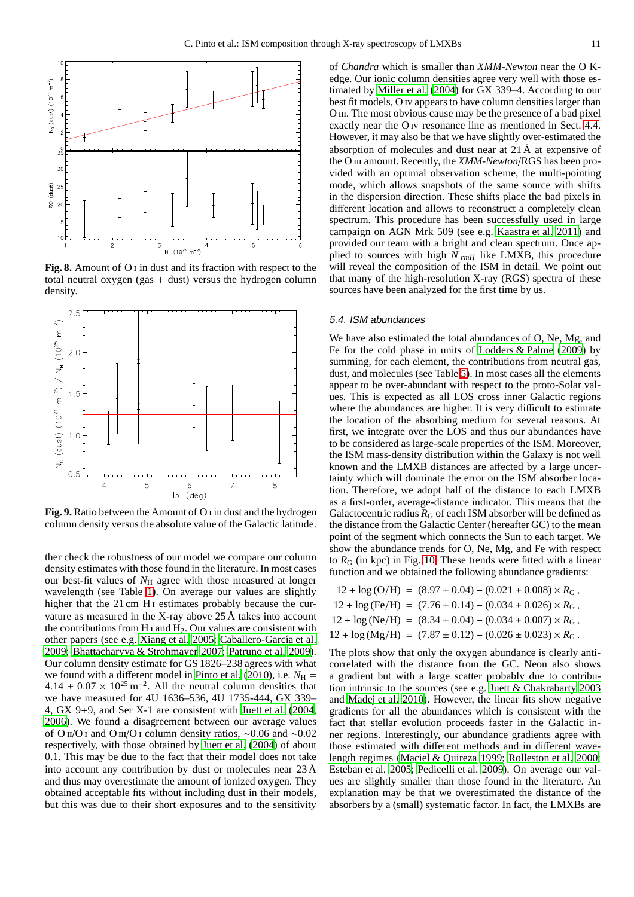**Fig. 8.** Amount of O I in dust and its fraction with respect to the total neutral oxygen (gas + dust) versus the hydrogen column density.

**Fig. 9.** Ratio between the Amount of O I in dust and the hydrogen column density versus the absolute value of the Galactic latitude.

ther check the robustness of our model we compare our column density estimates with those found in the literature. In most cases our best-fit values of $N_{\rm H}$ agree with those measured at longer wavelength (see Table 1). On average our values are slightly higher that the 21 cm H I estimates probably because the curvature as measured in the X-ray above 25 Å takes into account the contributions from H I and $H_2$. Our values are consistent with other papers (see e.g. Xiang et al. 2005; Caballero-García et al. 2009; Bhattacharyya & Strohmayer 2007; Patruno et al. 2009). Our column density estimate for GS 1826–238 agrees with what we found with a different model in Pinto et al. (2010), i.e. $N_{\rm H} = 4.14 \pm 0.07 \times 10^{25}\,{\rm m}^{-2}$. All the neutral column densities that we have measured for 4U 1636–536, 4U 1735-444, GX 339–4, GX 9+9, and Ser X-1 are consistent with Juett et al. (2004, 2006). We found a disagreement between our average values of O II/O I and O III/O I column density ratios, ∼0.06 and ∼0.02 respectively, with those obtained by Juett et al. (2004) of about 0.1. This may be due to the fact that their model does not take into account any contribution by dust or molecules near 23 Å and thus may overestimate the amount of ionized oxygen. They obtained acceptable fits without including dust in their models, but this was due to their short exposures and to the sensitivity of *Chandra* which is smaller than *XMM-Newton* near the O K-edge. Our ionic column densities agree very well with those estimated by Miller et al. (2004) for GX 339–4. According to our best fit models, O IV appears to have column densities larger than O III. The most obvious cause may be the presence of a bad pixel exactly near the O IV resonance line as mentioned in Sect. 4.4. However, it may also be that we have slightly over-estimated the absorption of molecules and dust near at 21 Å at expensive of the O III amount. Recently, the *XMM-Newton*/RGS has been provided with an optimal observation scheme, the multi-pointing mode, which allows snapshots of the same source with shifts in the dispersion direction. These shifts place the bad pixels in different location and allows to reconstruct a completely clean spectrum. This procedure has been successfully used in large campaign on AGN Mrk 509 (see e.g. Kaastra et al. 2011) and provided our team with a bright and clean spectrum. Once applied to sources with high $N_{rmH}$ like LMXB, this procedure will reveal the composition of the ISM in detail. We point out that many of the high-resolution X-ray (RGS) spectra of these sources have been analyzed for the first time by us.

### 5.4. ISM abundances

We have also estimated the total abundances of O, Ne, Mg, and Fe for the cold phase in units of Lodders & Palme (2009) by summing, for each element, the contributions from neutral gas, dust, and molecules (see Table 5). In most cases all the elements appear to be over-abundant with respect to the proto-Solar values. This is expected as all LOS cross inner Galactic regions where the abundances are higher. It is very difficult to estimate the location of the absorbing medium for several reasons. At first, we integrate over the LOS and thus our abundances have to be considered as large-scale properties of the ISM. Moreover, the ISM mass-density distribution within the Galaxy is not well known and the LMXB distances are affected by a large uncertainty which will dominate the error on the ISM absorber location. Therefore, we adopt half of the distance to each LMXB as a first-order, average-distance indicator. This means that the Galactocentric radius $R_{\rm G}$ of each ISM absorber will be defined as the distance from the Galactic Center (hereafter GC) to the mean point of the segment which connects the Sun to each target. We show the abundance trends for O, Ne, Mg, and Fe with respect to $R_{\rm G}$ (in kpc) in Fig. 10. These trends were fitted with a linear function and we obtained the following abundance gradients:

$$
\begin{aligned}
12 + \log{\rm (O/H)} &= (8.97 \pm 0.04) - (0.021 \pm 0.008) \times R_{\rm G}\,, \\
12 + \log{\rm (Fe/H)} &= (7.76 \pm 0.14) - (0.034 \pm 0.026) \times R_{\rm G}\,, \\
12 + \log{\rm (Ne/H)} &= (8.34 \pm 0.04) - (0.034 \pm 0.007) \times R_{\rm G}\,, \\
12 + \log{\rm (Mg/H)} &= (7.87 \pm 0.12) - (0.026 \pm 0.023) \times R_{\rm G}\,.
\end{aligned}
$$

The plots show that only the oxygen abundance is clearly anticorrelated with the distance from the GC. Neon also shows a gradient but with a large scatter probably due to contribution intrinsic to the sources (see e.g. Juett & Chakrabarty 2003 and Madej et al. 2010). However, the linear fits show negative gradients for all the abundances which is consistent with the fact that stellar evolution proceeds faster in the Galactic inner regions. Interestingly, our abundance gradients agree with those estimated with different methods and in different wavelength regimes (Maciel & Quireza 1999; Rolleston et al. 2000; Esteban et al. 2005; Pedicelli et al. 2009). On average our values are slightly smaller than those found in the literature. An explanation may be that we overestimated the distance of the absorbers by a (small) systematic factor. In fact, the LMXBs are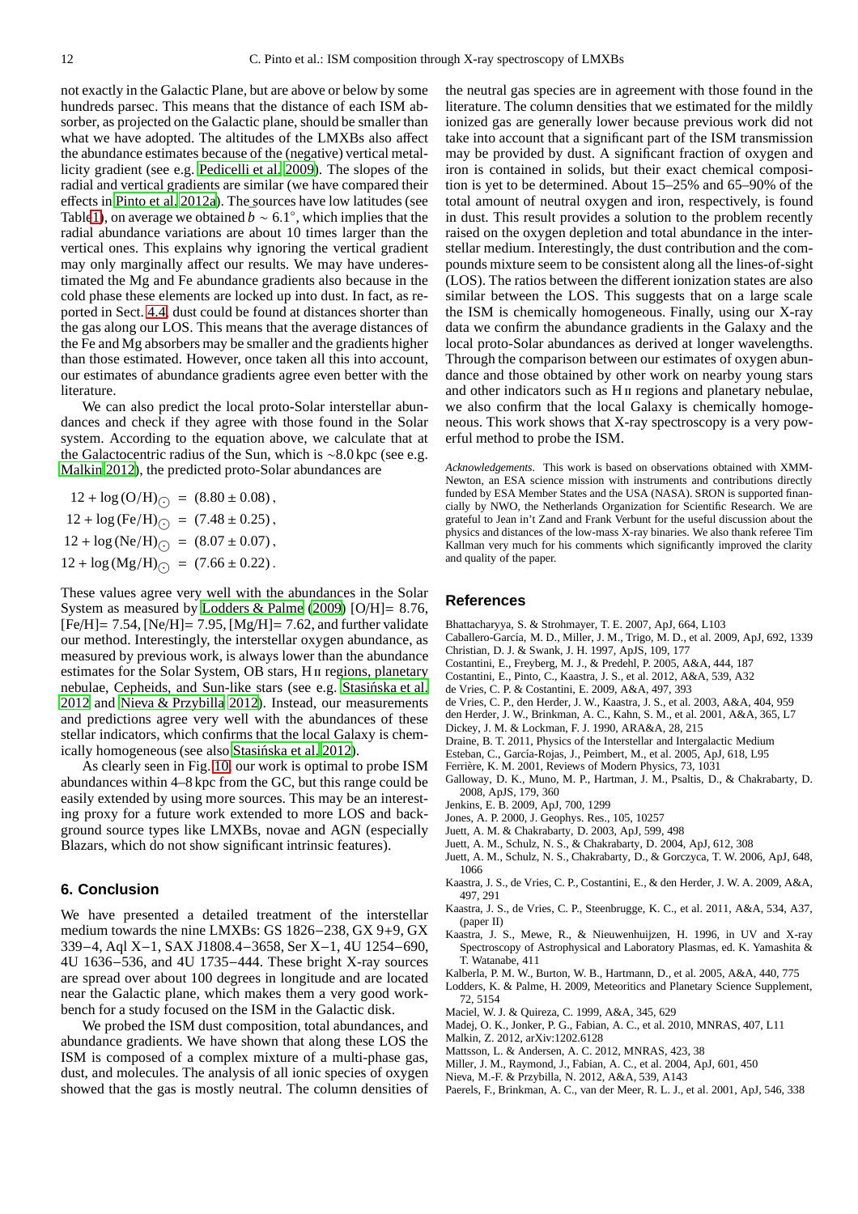not exactly in the Galactic Plane, but are above or below by some hundreds parsec. This means that the distance of each ISM absorber, as projected on the Galactic plane, should be smaller than what we have adopted. The altitudes of the LMXBs also affect the abundance estimates because of the (negative) vertical metallicity gradient (see e.g. Pedicelli et al. 2009). The slopes of the radial and vertical gradients are similar (we have compared their effects in Pinto et al. 2012a). The sources have low latitudes (see Table 1), on average we obtained $b \sim 6.1^{\circ}$, which implies that the radial abundance variations are about 10 times larger than the vertical ones. This explains why ignoring the vertical gradient may only marginally affect our results. We may have underestimated the Mg and Fe abundance gradients also because in the cold phase these elements are locked up into dust. In fact, as reported in Sect. 4.4, dust could be found at distances shorter than the gas along our LOS. This means that the average distances of the Fe and Mg absorbers may be smaller and the gradients higher than those estimated. However, once taken all this into account, our estimates of abundance gradients agree even better with the literature.

We can also predict the local proto-Solar interstellar abundances and check if they agree with those found in the Solar system. According to the equation above, we calculate that at the Galactocentric radius of the Sun, which is ~8.0 kpc (see e.g. Malkin 2012), the predicted proto-Solar abundances are

$$
\begin{aligned}
12 + \log\,(\mathrm{O/H})_{\odot} &= (8.80 \pm 0.08)\,,\\
12 + \log\,(\mathrm{Fe/H})_{\odot} &= (7.48 \pm 0.25)\,,\\
12 + \log\,(\mathrm{Ne/H})_{\odot} &= (8.07 \pm 0.07)\,,\\
12 + \log\,(\mathrm{Mg/H})_{\odot} &= (7.66 \pm 0.22)\,.
\end{aligned}
$$

These values agree very well with the abundances in the Solar System as measured by Lodders & Palme (2009) [O/H]= 8.76, [Fe/H]= 7.54, [Ne/H]= 7.95, [Mg/H]= 7.62, and further validate our method. Interestingly, the interstellar oxygen abundance, as measured by previous work, is always lower than the abundance estimates for the Solar System, OB stars, H II regions, planetary nebulae, Cepheids, and Sun-like stars (see e.g. Stasińska et al. 2012 and Nieva & Przybilla 2012). Instead, our measurements and predictions agree very well with the abundances of these stellar indicators, which confirms that the local Galaxy is chemically homogeneous (see also Stasińska et al. 2012).

As clearly seen in Fig. 10, our work is optimal to probe ISM abundances within 4–8 kpc from the GC, but this range could be easily extended by using more sources. This may be an interesting proxy for a future work extended to more LOS and background source types like LMXBs, novae and AGN (especially Blazars, which do not show significant intrinsic features).

## 6. Conclusion

We have presented a detailed treatment of the interstellar medium towards the nine LMXBs: GS 1826−238, GX 9+9, GX 339−4, Aql X−1, SAX J1808.4−3658, Ser X−1, 4U 1254−690, 4U 1636−536, and 4U 1735−444. These bright X-ray sources are spread over about 100 degrees in longitude and are located near the Galactic plane, which makes them a very good workbench for a study focused on the ISM in the Galactic disk.

We probed the ISM dust composition, total abundances, and abundance gradients. We have shown that along these LOS the ISM is composed of a complex mixture of a multi-phase gas, dust, and molecules. The analysis of all ionic species of oxygen showed that the gas is mostly neutral. The column densities of the neutral gas species are in agreement with those found in the literature. The column densities that we estimated for the mildly ionized gas are generally lower because previous work did not take into account that a significant part of the ISM transmission may be provided by dust. A significant fraction of oxygen and iron is contained in solids, but their exact chemical composition is yet to be determined. About 15–25% and 65–90% of the total amount of neutral oxygen and iron, respectively, is found in dust. This result provides a solution to the problem recently raised on the oxygen depletion and total abundance in the interstellar medium. Interestingly, the dust contribution and the compounds mixture seem to be consistent along all the lines-of-sight (LOS). The ratios between the different ionization states are also similar between the LOS. This suggests that on a large scale the ISM is chemically homogeneous. Finally, using our X-ray data we confirm the abundance gradients in the Galaxy and the local proto-Solar abundances as derived at longer wavelengths. Through the comparison between our estimates of oxygen abundance and those obtained by other work on nearby young stars and other indicators such as H II regions and planetary nebulae, we also confirm that the local Galaxy is chemically homogeneous. This work shows that X-ray spectroscopy is a very powerful method to probe the ISM.

*Acknowledgements.* This work is based on observations obtained with XMM-Newton, an ESA science mission with instruments and contributions directly funded by ESA Member States and the USA (NASA). SRON is supported financially by NWO, the Netherlands Organization for Scientific Research. We are grateful to Jean in't Zand and Frank Verbunt for the useful discussion about the physics and distances of the low-mass X-ray binaries. We also thank referee Tim Kallman very much for his comments which significantly improved the clarity and quality of the paper.

## References

Bhattacharyya, S. & Strohmayer, T. E. 2007, ApJ, 664, L103
Caballero-García, M. D., Miller, J. M., Trigo, M. D., et al. 2009, ApJ, 692, 1339
Christian, D. J. & Swank, J. H. 1997, ApJS, 109, 177
Costantini, E., Freyberg, M. J., & Predehl, P. 2005, A&A, 444, 187
Costantini, E., Pinto, C., Kaastra, J. S., et al. 2012, A&A, 539, A32
de Vries, C. P. & Costantini, E. 2009, A&A, 497, 393
de Vries, C. P., den Herder, J. W., Kaastra, J. S., et al. 2003, A&A, 404, 959
den Herder, J. W., Brinkman, A. C., Kahn, S. M., et al. 2001, A&A, 365, L7
Dickey, J. M. & Lockman, F. J. 1990, ARA&A, 28, 215
Draine, B. T. 2011, Physics of the Interstellar and Intergalactic Medium
Esteban, C., García-Rojas, J., Peimbert, M., et al. 2005, ApJ, 618, L95
Ferrière, K. M. 2001, Reviews of Modern Physics, 73, 1031
Galloway, D. K., Muno, M. P., Hartman, J. M., Psaltis, D., & Chakrabarty, D. 2008, ApJS, 179, 360
Jenkins, E. B. 2009, ApJ, 700, 1299
Jones, A. P. 2000, J. Geophys. Res., 105, 10257
Juett, A. M. & Chakrabarty, D. 2003, ApJ, 599, 498
Juett, A. M., Schulz, N. S., & Chakrabarty, D. 2004, ApJ, 612, 308
Juett, A. M., Schulz, N. S., Chakrabarty, D., & Gorczyca, T. W. 2006, ApJ, 648, 1066
Kaastra, J. S., de Vries, C. P., Costantini, E., & den Herder, J. W. A. 2009, A&A, 497, 291
Kaastra, J. S., de Vries, C. P., Steenbrugge, K. C., et al. 2011, A&A, 534, A37, (paper II)
Kaastra, J. S., Mewe, R., & Nieuwenhuijzen, H. 1996, in UV and X-ray Spectroscopy of Astrophysical and Laboratory Plasmas, ed. K. Yamashita & T. Watanabe, 411
Kalberla, P. M. W., Burton, W. B., Hartmann, D., et al. 2005, A&A, 440, 775
Lodders, K. & Palme, H. 2009, Meteoritics and Planetary Science Supplement, 72, 5154
Maciel, W. J. & Quireza, C. 1999, A&A, 345, 629
Madej, O. K., Jonker, P. G., Fabian, A. C., et al. 2010, MNRAS, 407, L11
Malkin, Z. 2012, arXiv:1202.6128
Mattsson, L. & Andersen, A. C. 2012, MNRAS, 423, 38
Miller, J. M., Raymond, J., Fabian, A. C., et al. 2004, ApJ, 601, 450
Nieva, M.-F. & Przybilla, N. 2012, A&A, 539, A143
Paerels, F., Brinkman, A. C., van der Meer, R. L. J., et al. 2001, ApJ, 546, 338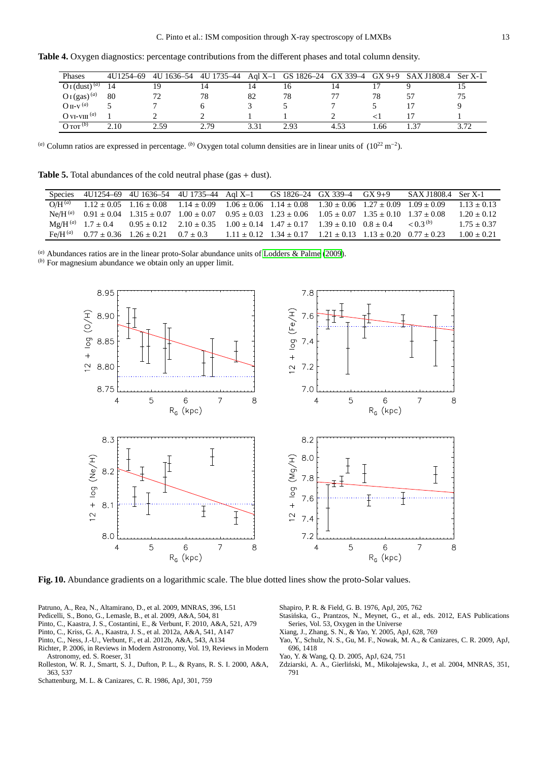**Table 4.** Oxygen diagnostics: percentage contributions from the different phases and total column density.

| Phases | 4U1254–69 | 4U 1636–54 | 4U 1735–44 | Aql X–1 | GS 1826–24 | GX 339–4 | GX 9+9 | SAX J1808.4 | Ser X-1 |
|---|---|---|---|---|---|---|---|---|---|
| O I (dust) [(a)] | 14 | 19 | 14 | 14 | 16 | 14 | 17 | 9 | 15 |
| O I (gas) [(a)] | 80 | 72 | 78 | 82 | 78 | 77 | 78 | 57 | 75 |
| O II-V [(a)] | 5 | 7 | 6 | 3 | 5 | 7 | 5 | 17 | 9 |
| O VI-VIII [(a)] | 1 | 2 | 2 | 1 | 1 | 2 | <1 | 17 | 1 |
| O TOT [(b)] | 2.10 | 2.59 | 2.79 | 3.31 | 2.93 | 4.53 | 1.66 | 1.37 | 3.72 |

[(a)] Column ratios are expressed in percentage. [(b)] Oxygen total column densities are in linear units of $(10^{22}\ \mathrm{m}^{-2})$.

**Table 5.** Total abundances of the cold neutral phase (gas + dust).

| Species | 4U1254–69 | 4U 1636–54 | 4U 1735–44 | Aql X–1 | GS 1826–24 | GX 339–4 | GX 9+9 | SAX J1808.4 | Ser X-1 |
|---|---|---|---|---|---|---|---|---|---|
| O/H [(a)] | $1.12 \pm 0.05$ | $1.16 \pm 0.08$ | $1.14 \pm 0.09$ | $1.06 \pm 0.06$ | $1.14 \pm 0.08$ | $1.30 \pm 0.06$ | $1.27 \pm 0.09$ | $1.09 \pm 0.09$ | $1.13 \pm 0.13$ |
| Ne/H [(a)] | $0.91 \pm 0.04$ | $1.315 \pm 0.07$ | $1.00 \pm 0.07$ | $0.95 \pm 0.03$ | $1.23 \pm 0.06$ | $1.05 \pm 0.07$ | $1.35 \pm 0.10$ | $1.37 \pm 0.08$ | $1.20 \pm 0.12$ |
| Mg/H [(a)] | $1.7 \pm 0.4$ | $0.95 \pm 0.12$ | $2.10 \pm 0.35$ | $1.00 \pm 0.14$ | $1.47 \pm 0.17$ | $1.39 \pm 0.10$ | $0.8 \pm 0.4$ | $< 0.3$ [(b)] | $1.75 \pm 0.37$ |
| Fe/H [(a)] | $0.77 \pm 0.36$ | $1.26 \pm 0.21$ | $0.7 \pm 0.3$ | $1.11 \pm 0.12$ | $1.34 \pm 0.17$ | $1.21 \pm 0.13$ | $1.13 \pm 0.20$ | $0.77 \pm 0.23$ | $1.00 \pm 0.21$ |

[(a)] Abundances ratios are in the linear proto-Solar abundance units of Lodders & Palme (2009).
[(b)] For magnesium abundance we obtain only an upper limit.

12 + log (O/H)
8.95
8.90
8.85
8.80
8.75
4 5 6 7 8
R$_G$ (kpc)

12 + log (Fe/H)
7.8
7.6
7.4
7.2
7.0
4 5 6 7 8
R$_G$ (kpc)

12 + log (Ne/H)
8.3
8.2
8.1
8.0
4 5 6 7 8
R$_G$ (kpc)

12 + log (Mg/H)
8.2
8.0
7.8
7.6
7.4
7.2
4 5 6 7 8
R$_G$ (kpc)

**Fig. 10.** Abundance gradients on a logarithmic scale. The blue dotted lines show the proto-Solar values.

Patruno, A., Rea, N., Altamirano, D., et al. 2009, MNRAS, 396, L51
Pedicelli, S., Bono, G., Lemasle, B., et al. 2009, A&A, 504, 81
Pinto, C., Kaastra, J. S., Costantini, E., & Verbunt, F. 2010, A&A, 521, A79
Pinto, C., Kriss, G. A., Kaastra, J. S., et al. 2012a, A&A, 541, A147
Pinto, C., Ness, J.-U., Verbunt, F., et al. 2012b, A&A, 543, A134
Richter, P. 2006, in Reviews in Modern Astronomy, Vol. 19, Reviews in Modern Astronomy, ed. S. Roeser, 31
Rolleston, W. R. J., Smartt, S. J., Dufton, P. L., & Ryans, R. S. I. 2000, A&A, 363, 537
Schattenburg, M. L. & Canizares, C. R. 1986, ApJ, 301, 759
Shapiro, P. R. & Field, G. B. 1976, ApJ, 205, 762
Stasińska, G., Prantzos, N., Meynet, G., et al., eds. 2012, EAS Publications Series, Vol. 53, Oxygen in the Universe
Xiang, J., Zhang, S. N., & Yao, Y. 2005, ApJ, 628, 769
Yao, Y., Schulz, N. S., Gu, M. F., Nowak, M. A., & Canizares, C. R. 2009, ApJ, 696, 1418
Yao, Y. & Wang, Q. D. 2005, ApJ, 624, 751
Zdziarski, A. A., Gierliński, M., Mikołajewska, J., et al. 2004, MNRAS, 351, 791